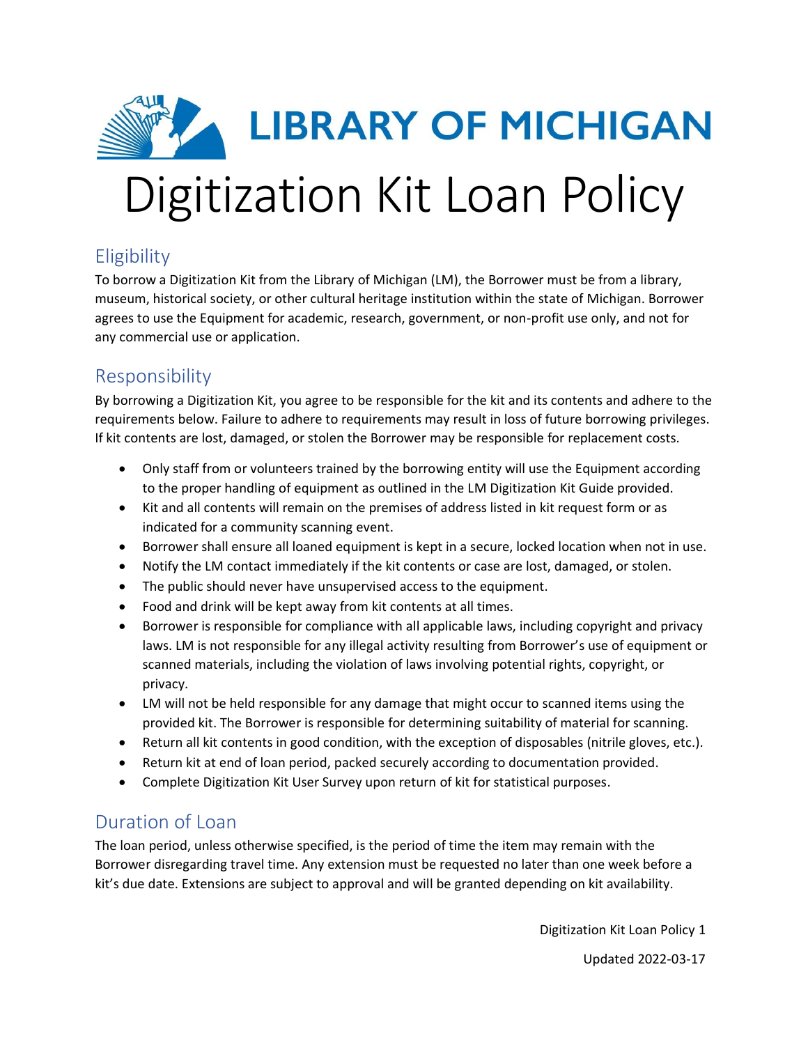LIBRARY OF MICHIGAN

# Digitization Kit Loan Policy

## Eligibility

To borrow a Digitization Kit from the Library of Michigan (LM), the Borrower must be from a library, museum, historical society, or other cultural heritage institution within the state of Michigan. Borrower agrees to use the Equipment for academic, research, government, or non-profit use only, and not for any commercial use or application.

## Responsibility

By borrowing a Digitization Kit, you agree to be responsible for the kit and its contents and adhere to the requirements below. Failure to adhere to requirements may result in loss of future borrowing privileges. If kit contents are lost, damaged, or stolen the Borrower may be responsible for replacement costs.

- Only staff from or volunteers trained by the borrowing entity will use the Equipment according to the proper handling of equipment as outlined in the LM Digitization Kit Guide provided.
- Kit and all contents will remain on the premises of address listed in kit request form or as indicated for a community scanning event.
- Borrower shall ensure all loaned equipment is kept in a secure, locked location when not in use.
- Notify the LM contact immediately if the kit contents or case are lost, damaged, or stolen.
- The public should never have unsupervised access to the equipment.
- Food and drink will be kept away from kit contents at all times.
- Borrower is responsible for compliance with all applicable laws, including copyright and privacy laws. LM is not responsible for any illegal activity resulting from Borrower's use of equipment or scanned materials, including the violation of laws involving potential rights, copyright, or privacy.
- LM will not be held responsible for any damage that might occur to scanned items using the provided kit. The Borrower is responsible for determining suitability of material for scanning.
- Return all kit contents in good condition, with the exception of disposables (nitrile gloves, etc.).
- Return kit at end of loan period, packed securely according to documentation provided.
- Complete Digitization Kit User Survey upon return of kit for statistical purposes.

## Duration of Loan

The loan period, unless otherwise specified, is the period of time the item may remain with the Borrower disregarding travel time. Any extension must be requested no later than one week before a kit's due date. Extensions are subject to approval and will be granted depending on kit availability.

Updated 2022-03-17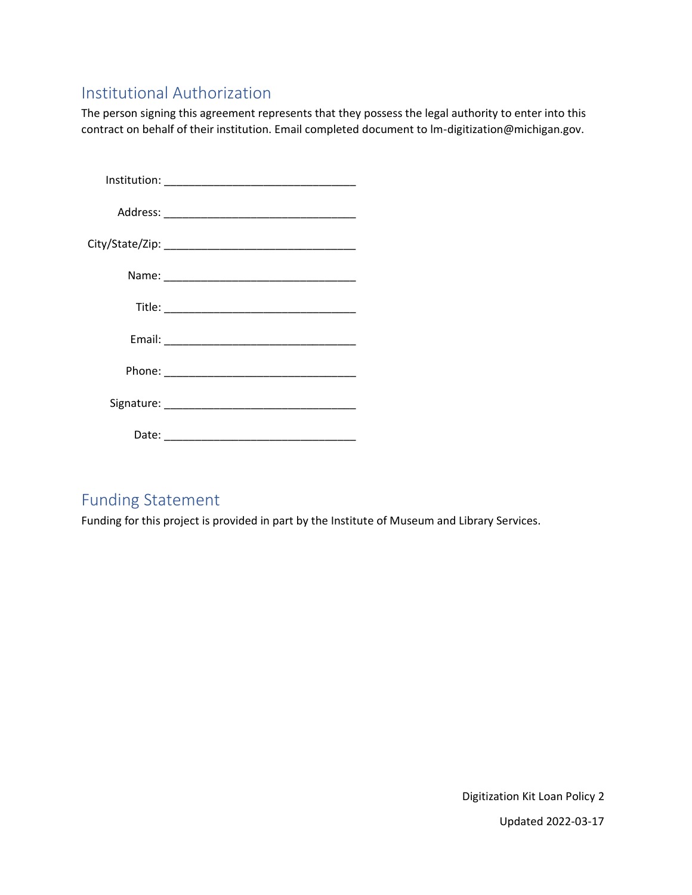## Institutional Authorization

The person signing this agreement represents that they possess the legal authority to enter into this contract on behalf of their institution. Email completed document to lm-digitization@michigan.gov.

Institution: ______________________________

Address: ______________________________

City/State/Zip: ______________________________

Name: ______________________________

Title: ______________________________

Email: ______________________________

Phone: ______________________________

Signature: ______________________________

Date: ______________________________

## Funding Statement

Funding for this project is provided in part by the Institute of Museum and Library Services.

Digitization Kit Loan Policy 2

Updated 2022-03-17